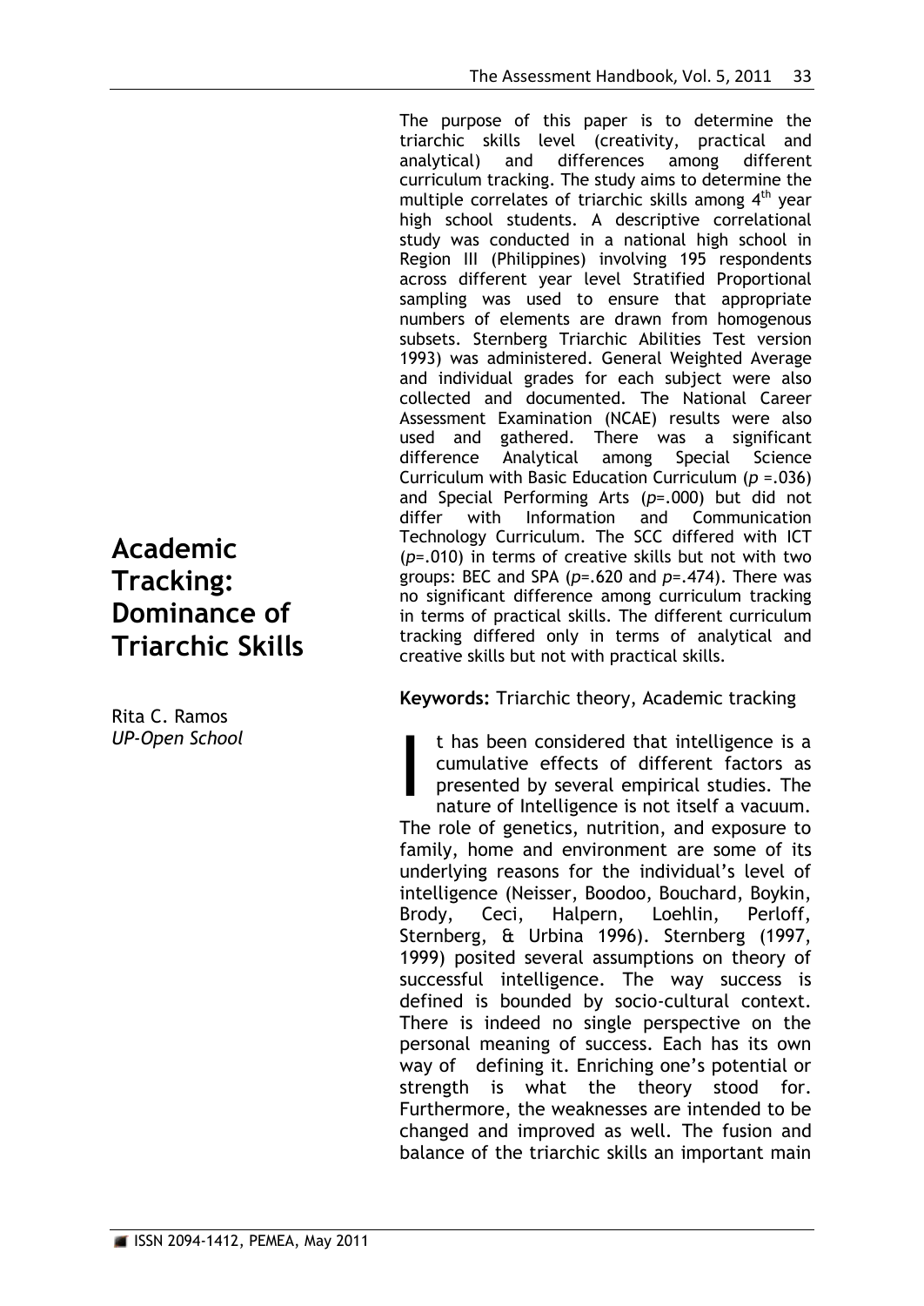# Academic Tracking: Dominance of Triarchic Skills

Rita C. Ramos
*UP-Open School*

The purpose of this paper is to determine the triarchic skills level (creativity, practical and analytical) and differences among different curriculum tracking. The study aims to determine the multiple correlates of triarchic skills among 4th year high school students. A descriptive correlational study was conducted in a national high school in Region III (Philippines) involving 195 respondents across different year level Stratified Proportional sampling was used to ensure that appropriate numbers of elements are drawn from homogenous subsets. Sternberg Triarchic Abilities Test version 1993) was administered. General Weighted Average and individual grades for each subject were also collected and documented. The National Career Assessment Examination (NCAE) results were also used and gathered. There was a significant difference Analytical among Special Science Curriculum with Basic Education Curriculum ($p$ =.036) and Special Performing Arts ($p$=.000) but did not differ with Information and Communication Technology Curriculum. The SCC differed with ICT ($p$=.010) in terms of creative skills but not with two groups: BEC and SPA ($p$=.620 and $p$=.474). There was no significant difference among curriculum tracking in terms of practical skills. The different curriculum tracking differed only in terms of analytical and creative skills but not with practical skills.

**Keywords:** Triarchic theory, Academic tracking

It has been considered that intelligence is a cumulative effects of different factors as presented by several empirical studies. The nature of Intelligence is not itself a vacuum. The role of genetics, nutrition, and exposure to family, home and environment are some of its underlying reasons for the individual's level of intelligence (Neisser, Boodoo, Bouchard, Boykin, Brody, Ceci, Halpern, Loehlin, Perloff, Sternberg, & Urbina 1996). Sternberg (1997, 1999) posited several assumptions on theory of successful intelligence. The way success is defined is bounded by socio-cultural context. There is indeed no single perspective on the personal meaning of success. Each has its own way of defining it. Enriching one's potential or strength is what the theory stood for. Furthermore, the weaknesses are intended to be changed and improved as well. The fusion and balance of the triarchic skills an important main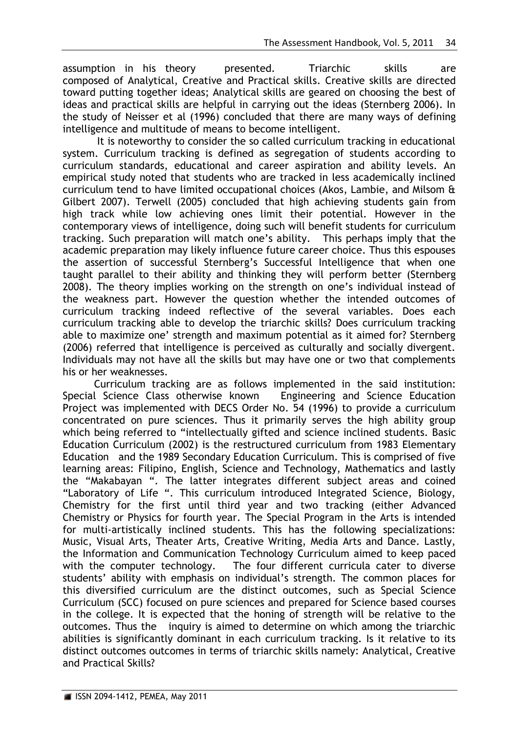assumption in his theory presented. Triarchic skills are composed of Analytical, Creative and Practical skills. Creative skills are directed toward putting together ideas; Analytical skills are geared on choosing the best of ideas and practical skills are helpful in carrying out the ideas (Sternberg 2006). In the study of Neisser et al (1996) concluded that there are many ways of defining intelligence and multitude of means to become intelligent.

It is noteworthy to consider the so called curriculum tracking in educational system. Curriculum tracking is defined as segregation of students according to curriculum standards, educational and career aspiration and ability levels. An empirical study noted that students who are tracked in less academically inclined curriculum tend to have limited occupational choices (Akos, Lambie, and Milsom & Gilbert 2007). Terwell (2005) concluded that high achieving students gain from high track while low achieving ones limit their potential. However in the contemporary views of intelligence, doing such will benefit students for curriculum tracking. Such preparation will match one's ability. This perhaps imply that the academic preparation may likely influence future career choice. Thus this espouses the assertion of successful Sternberg's Successful Intelligence that when one taught parallel to their ability and thinking they will perform better (Sternberg 2008). The theory implies working on the strength on one's individual instead of the weakness part. However the question whether the intended outcomes of curriculum tracking indeed reflective of the several variables. Does each curriculum tracking able to develop the triarchic skills? Does curriculum tracking able to maximize one' strength and maximum potential as it aimed for? Sternberg (2006) referred that intelligence is perceived as culturally and socially divergent. Individuals may not have all the skills but may have one or two that complements his or her weaknesses.

Curriculum tracking are as follows implemented in the said institution: Special Science Class otherwise known Engineering and Science Education Project was implemented with DECS Order No. 54 (1996) to provide a curriculum concentrated on pure sciences. Thus it primarily serves the high ability group which being referred to "intellectually gifted and science inclined students. Basic Education Curriculum (2002) is the restructured curriculum from 1983 Elementary Education and the 1989 Secondary Education Curriculum. This is comprised of five learning areas: Filipino, English, Science and Technology, Mathematics and lastly the "Makabayan ". The latter integrates different subject areas and coined "Laboratory of Life ". This curriculum introduced Integrated Science, Biology, Chemistry for the first until third year and two tracking (either Advanced Chemistry or Physics for fourth year. The Special Program in the Arts is intended for multi-artistically inclined students. This has the following specializations: Music, Visual Arts, Theater Arts, Creative Writing, Media Arts and Dance. Lastly, the Information and Communication Technology Curriculum aimed to keep paced with the computer technology. The four different curricula cater to diverse students' ability with emphasis on individual's strength. The common places for this diversified curriculum are the distinct outcomes, such as Special Science Curriculum (SCC) focused on pure sciences and prepared for Science based courses in the college. It is expected that the honing of strength will be relative to the outcomes. Thus the inquiry is aimed to determine on which among the triarchic abilities is significantly dominant in each curriculum tracking. Is it relative to its distinct outcomes outcomes in terms of triarchic skills namely: Analytical, Creative and Practical Skills?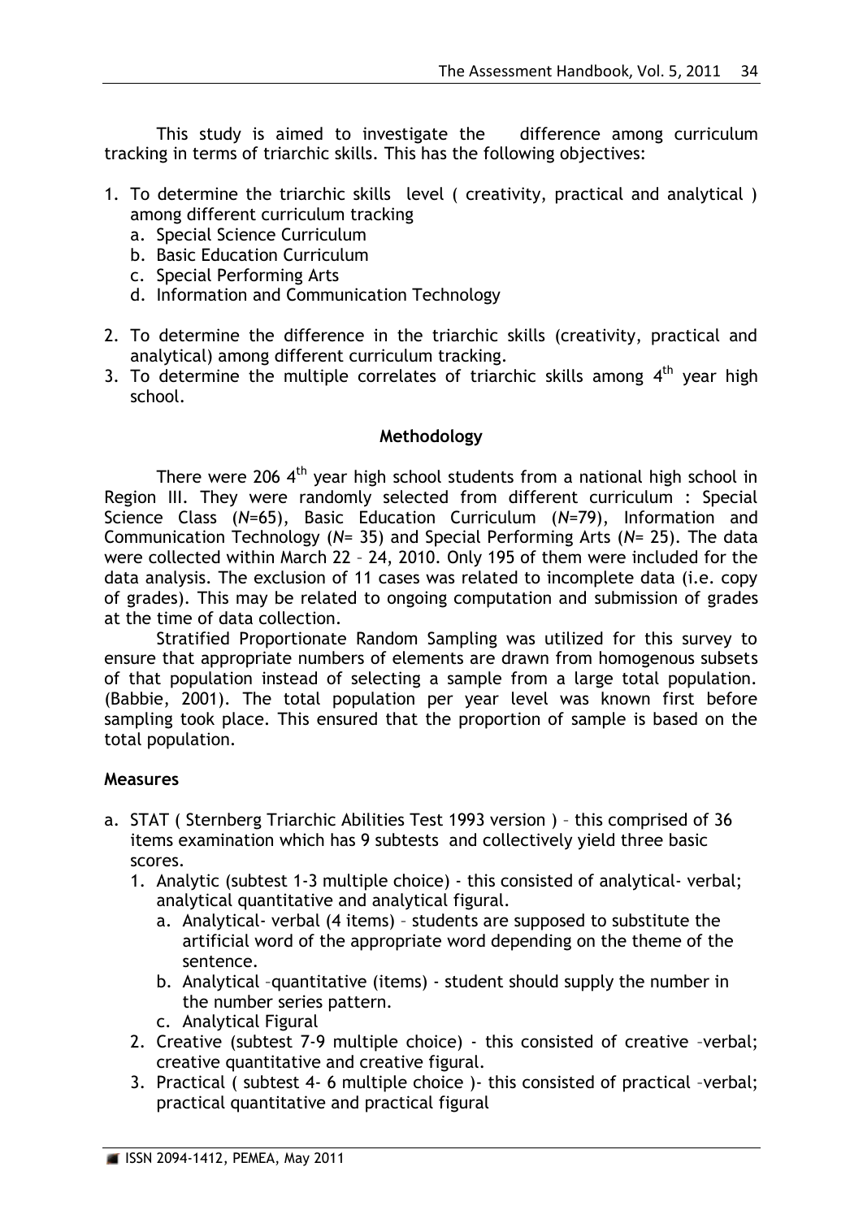This study is aimed to investigate the difference among curriculum tracking in terms of triarchic skills. This has the following objectives:

1. To determine the triarchic skills level ( creativity, practical and analytical ) among different curriculum tracking
   a. Special Science Curriculum
   b. Basic Education Curriculum
   c. Special Performing Arts
   d. Information and Communication Technology

2. To determine the difference in the triarchic skills (creativity, practical and analytical) among different curriculum tracking.
3. To determine the multiple correlates of triarchic skills among $4^{th}$ year high school.

## Methodology

There were 206 $4^{th}$ year high school students from a national high school in Region III. They were randomly selected from different curriculum : Special Science Class (*N*=65), Basic Education Curriculum (*N*=79), Information and Communication Technology (*N*= 35) and Special Performing Arts (*N*= 25). The data were collected within March 22 – 24, 2010. Only 195 of them were included for the data analysis. The exclusion of 11 cases was related to incomplete data (i.e. copy of grades). This may be related to ongoing computation and submission of grades at the time of data collection.

Stratified Proportionate Random Sampling was utilized for this survey to ensure that appropriate numbers of elements are drawn from homogenous subsets of that population instead of selecting a sample from a large total population. (Babbie, 2001). The total population per year level was known first before sampling took place. This ensured that the proportion of sample is based on the total population.

### Measures

a. STAT ( Sternberg Triarchic Abilities Test 1993 version ) – this comprised of 36 items examination which has 9 subtests and collectively yield three basic scores.
   1. Analytic (subtest 1-3 multiple choice) - this consisted of analytical- verbal; analytical quantitative and analytical figural.
      a. Analytical- verbal (4 items) – students are supposed to substitute the artificial word of the appropriate word depending on the theme of the sentence.
      b. Analytical –quantitative (items) - student should supply the number in the number series pattern.
      c. Analytical Figural
   2. Creative (subtest 7-9 multiple choice) - this consisted of creative –verbal; creative quantitative and creative figural.
   3. Practical ( subtest 4- 6 multiple choice )- this consisted of practical –verbal; practical quantitative and practical figural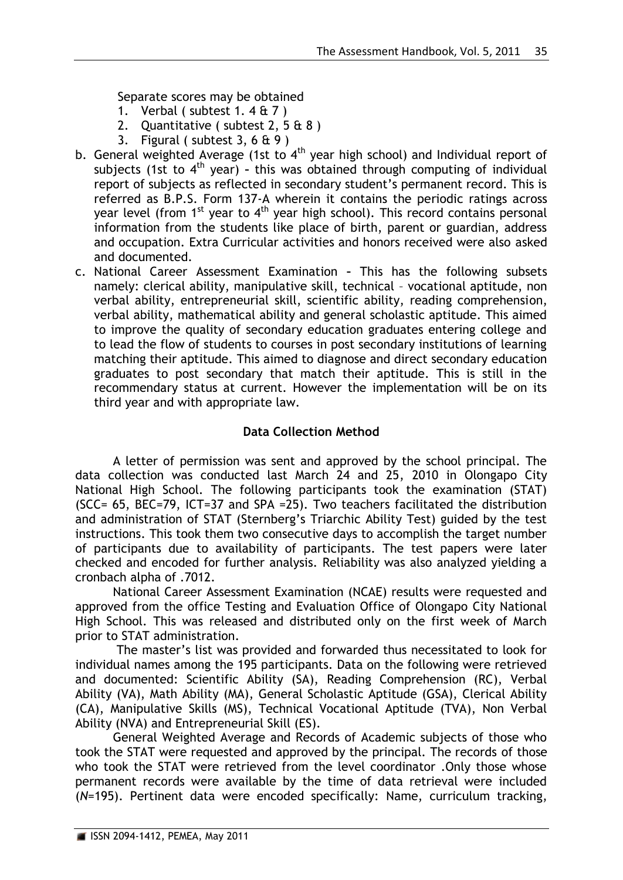Separate scores may be obtained

1. Verbal ( subtest 1. 4 & 7 )
2. Quantitative ( subtest 2, 5 & 8 )
3. Figural ( subtest 3, 6 & 9 )

b. General weighted Average (1st to $4^{th}$ year high school) and Individual report of subjects (1st to $4^{th}$ year) - this was obtained through computing of individual report of subjects as reflected in secondary student's permanent record. This is referred as B.P.S. Form 137-A wherein it contains the periodic ratings across year level (from $1^{st}$ year to $4^{th}$ year high school). This record contains personal information from the students like place of birth, parent or guardian, address and occupation. Extra Curricular activities and honors received were also asked and documented.

c. National Career Assessment Examination - This has the following subsets namely: clerical ability, manipulative skill, technical – vocational aptitude, non verbal ability, entrepreneurial skill, scientific ability, reading comprehension, verbal ability, mathematical ability and general scholastic aptitude. This aimed to improve the quality of secondary education graduates entering college and to lead the flow of students to courses in post secondary institutions of learning matching their aptitude. This aimed to diagnose and direct secondary education graduates to post secondary that match their aptitude. This is still in the recommendary status at current. However the implementation will be on its third year and with appropriate law.

**Data Collection Method**

A letter of permission was sent and approved by the school principal. The data collection was conducted last March 24 and 25, 2010 in Olongapo City National High School. The following participants took the examination (STAT) (SCC= 65, BEC=79, ICT=37 and SPA =25). Two teachers facilitated the distribution and administration of STAT (Sternberg's Triarchic Ability Test) guided by the test instructions. This took them two consecutive days to accomplish the target number of participants due to availability of participants. The test papers were later checked and encoded for further analysis. Reliability was also analyzed yielding a cronbach alpha of .7012.

National Career Assessment Examination (NCAE) results were requested and approved from the office Testing and Evaluation Office of Olongapo City National High School. This was released and distributed only on the first week of March prior to STAT administration.

The master's list was provided and forwarded thus necessitated to look for individual names among the 195 participants. Data on the following were retrieved and documented: Scientific Ability (SA), Reading Comprehension (RC), Verbal Ability (VA), Math Ability (MA), General Scholastic Aptitude (GSA), Clerical Ability (CA), Manipulative Skills (MS), Technical Vocational Aptitude (TVA), Non Verbal Ability (NVA) and Entrepreneurial Skill (ES).

General Weighted Average and Records of Academic subjects of those who took the STAT were requested and approved by the principal. The records of those who took the STAT were retrieved from the level coordinator .Only those whose permanent records were available by the time of data retrieval were included (*N*=195). Pertinent data were encoded specifically: Name, curriculum tracking,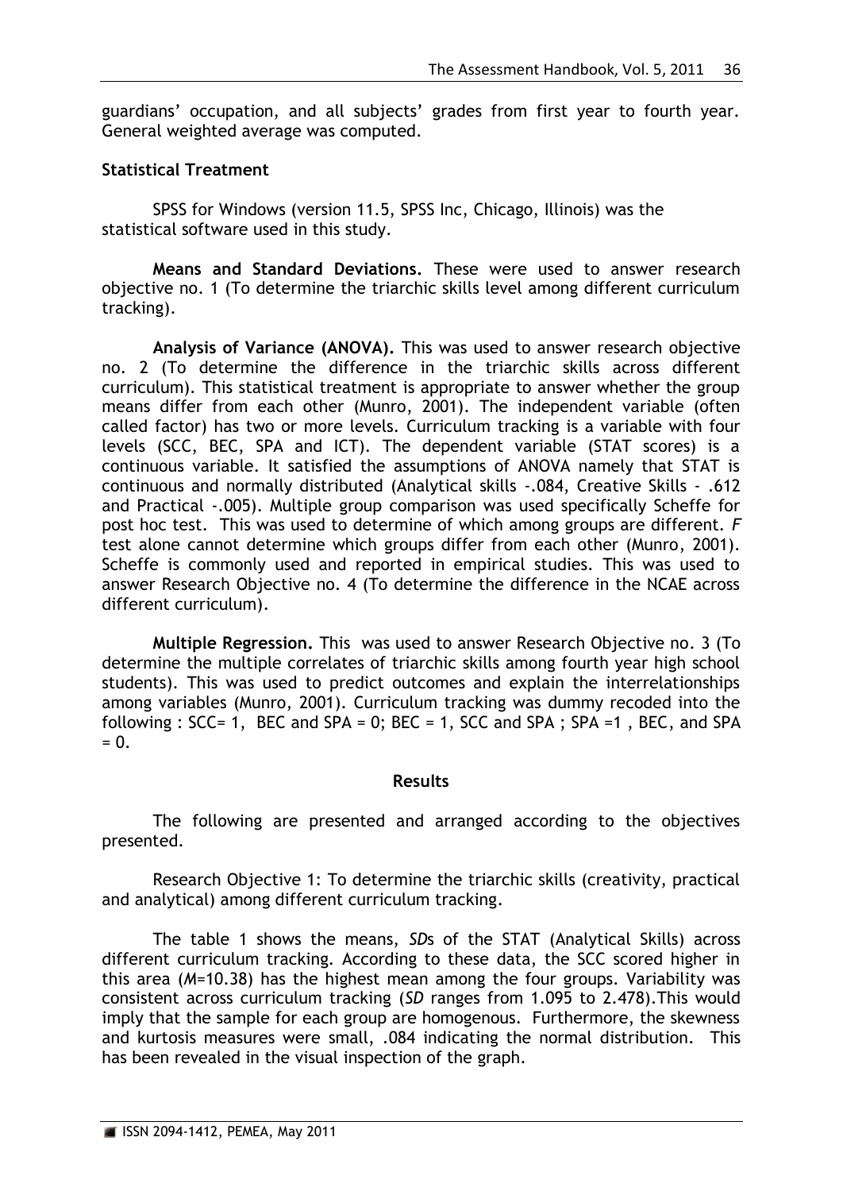guardians' occupation, and all subjects' grades from first year to fourth year. General weighted average was computed.

**Statistical Treatment**

SPSS for Windows (version 11.5, SPSS Inc, Chicago, Illinois) was the statistical software used in this study.

**Means and Standard Deviations.** These were used to answer research objective no. 1 (To determine the triarchic skills level among different curriculum tracking).

**Analysis of Variance (ANOVA).** This was used to answer research objective no. 2 (To determine the difference in the triarchic skills across different curriculum). This statistical treatment is appropriate to answer whether the group means differ from each other (Munro, 2001). The independent variable (often called factor) has two or more levels. Curriculum tracking is a variable with four levels (SCC, BEC, SPA and ICT). The dependent variable (STAT scores) is a continuous variable. It satisfied the assumptions of ANOVA namely that STAT is continuous and normally distributed (Analytical skills -.084, Creative Skills - .612 and Practical -.005). Multiple group comparison was used specifically Scheffe for post hoc test. This was used to determine of which among groups are different. *F* test alone cannot determine which groups differ from each other (Munro, 2001). Scheffe is commonly used and reported in empirical studies. This was used to answer Research Objective no. 4 (To determine the difference in the NCAE across different curriculum).

**Multiple Regression.** This was used to answer Research Objective no. 3 (To determine the multiple correlates of triarchic skills among fourth year high school students). This was used to predict outcomes and explain the interrelationships among variables (Munro, 2001). Curriculum tracking was dummy recoded into the following : SCC= 1, BEC and SPA = 0; BEC = 1, SCC and SPA ; SPA =1 , BEC, and SPA = 0.

## Results

The following are presented and arranged according to the objectives presented.

Research Objective 1: To determine the triarchic skills (creativity, practical and analytical) among different curriculum tracking.

The table 1 shows the means, *SD*s of the STAT (Analytical Skills) across different curriculum tracking. According to these data, the SCC scored higher in this area (*M*=10.38) has the highest mean among the four groups. Variability was consistent across curriculum tracking (*SD* ranges from 1.095 to 2.478).This would imply that the sample for each group are homogenous. Furthermore, the skewness and kurtosis measures were small, .084 indicating the normal distribution. This has been revealed in the visual inspection of the graph.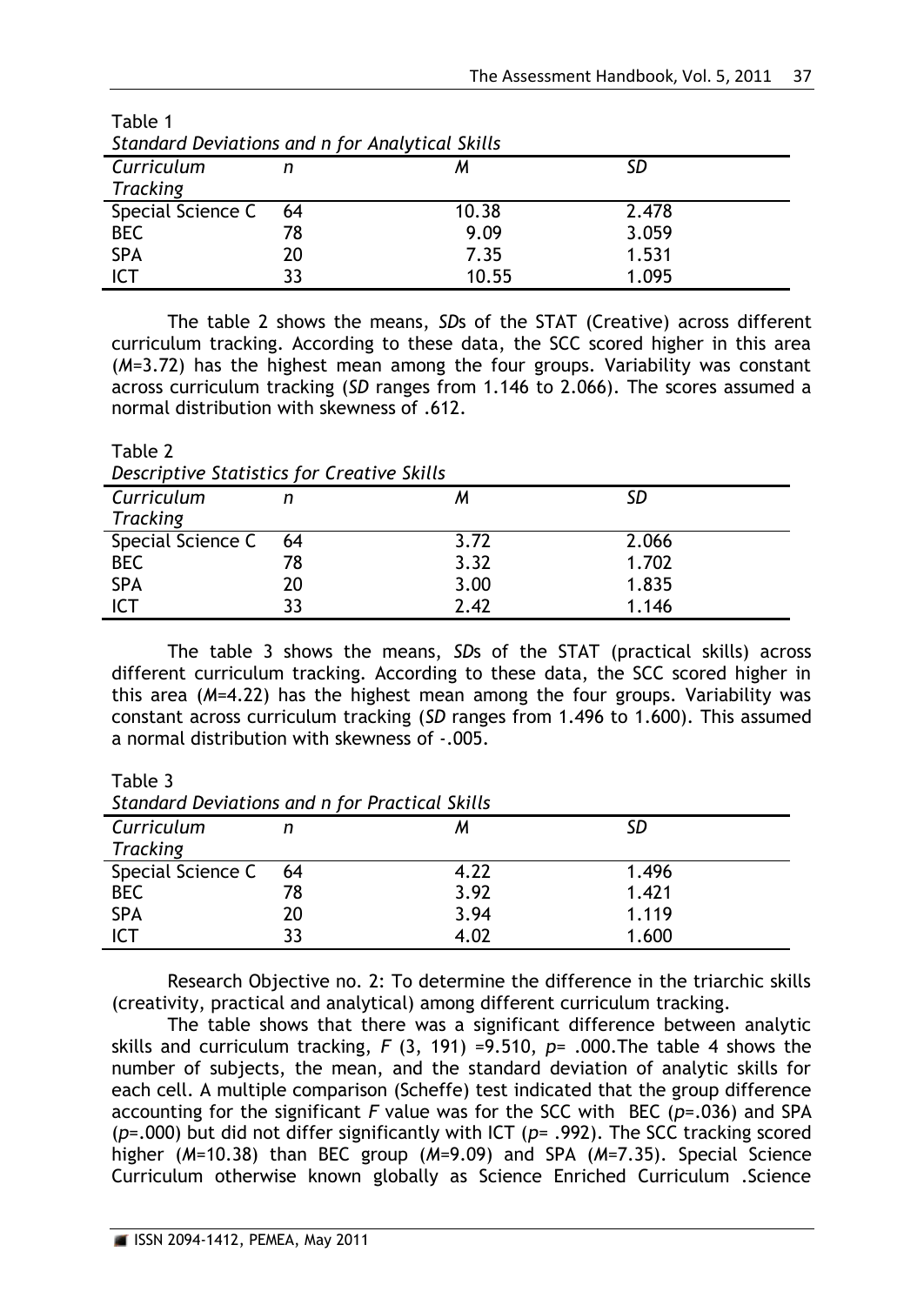Table 1

*Standard Deviations and n for Analytical Skills*

| *Curriculum Tracking* | *n* | *M* | *SD* |
|---|---|---|---|
| Special Science C | 64 | 10.38 | 2.478 |
| BEC | 78 | 9.09 | 3.059 |
| SPA | 20 | 7.35 | 1.531 |
| ICT | 33 | 10.55 | 1.095 |

The table 2 shows the means, *SD*s of the STAT (Creative) across different curriculum tracking. According to these data, the SCC scored higher in this area (*M*=3.72) has the highest mean among the four groups. Variability was constant across curriculum tracking (*SD* ranges from 1.146 to 2.066). The scores assumed a normal distribution with skewness of .612.

Table 2

*Descriptive Statistics for Creative Skills*

| *Curriculum Tracking* | *n* | *M* | *SD* |
|---|---|---|---|
| Special Science C | 64 | 3.72 | 2.066 |
| BEC | 78 | 3.32 | 1.702 |
| SPA | 20 | 3.00 | 1.835 |
| ICT | 33 | 2.42 | 1.146 |

The table 3 shows the means, *SD*s of the STAT (practical skills) across different curriculum tracking. According to these data, the SCC scored higher in this area (*M*=4.22) has the highest mean among the four groups. Variability was constant across curriculum tracking (*SD* ranges from 1.496 to 1.600). This assumed a normal distribution with skewness of -.005.

Table 3

*Standard Deviations and n for Practical Skills*

| *Curriculum Tracking* | *n* | *M* | *SD* |
|---|---|---|---|
| Special Science C | 64 | 4.22 | 1.496 |
| BEC | 78 | 3.92 | 1.421 |
| SPA | 20 | 3.94 | 1.119 |
| ICT | 33 | 4.02 | 1.600 |

Research Objective no. 2: To determine the difference in the triarchic skills (creativity, practical and analytical) among different curriculum tracking.

The table shows that there was a significant difference between analytic skills and curriculum tracking, $F$ (3, 191) =9.510, $p$= .000.The table 4 shows the number of subjects, the mean, and the standard deviation of analytic skills for each cell. A multiple comparison (Scheffe) test indicated that the group difference accounting for the significant $F$ value was for the SCC with BEC ($p$=.036) and SPA ($p$=.000) but did not differ significantly with ICT ($p$= .992). The SCC tracking scored higher (*M*=10.38) than BEC group (*M*=9.09) and SPA (*M*=7.35). Special Science Curriculum otherwise known globally as Science Enriched Curriculum .Science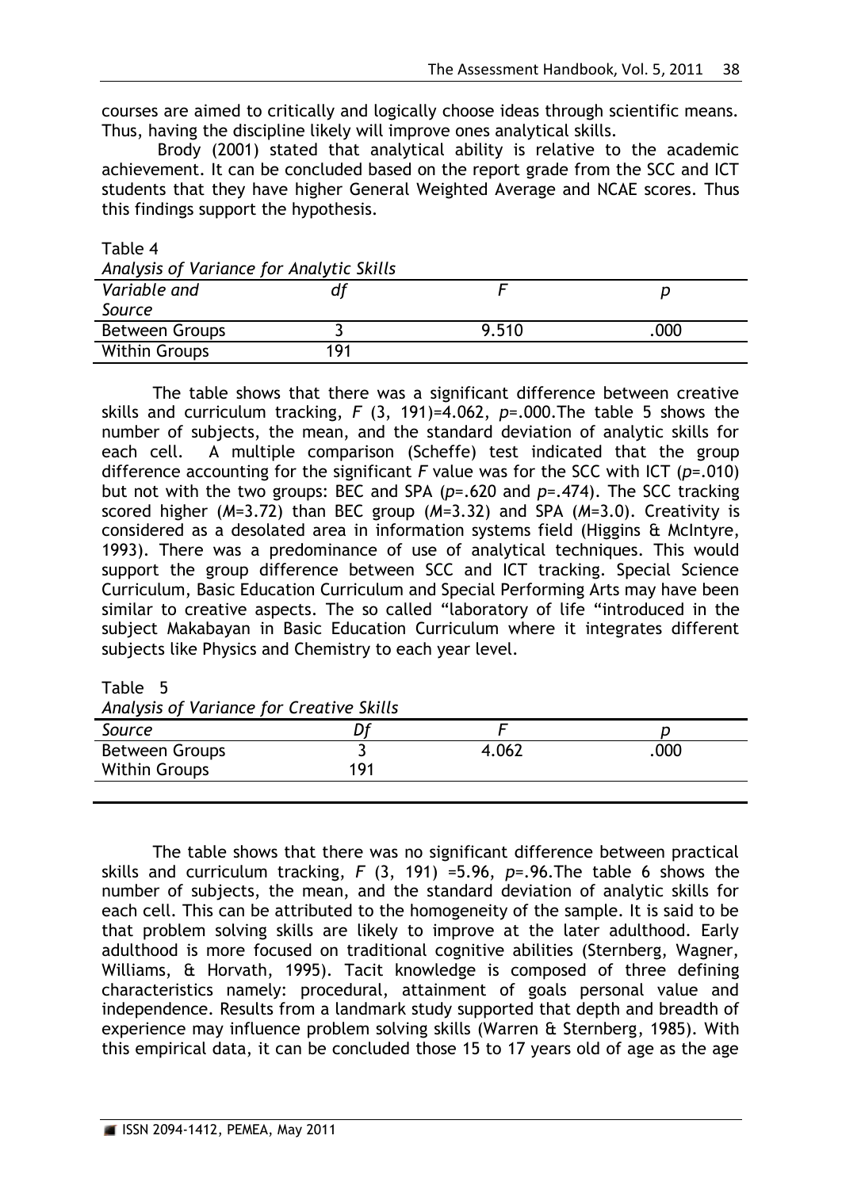courses are aimed to critically and logically choose ideas through scientific means. Thus, having the discipline likely will improve ones analytical skills.

Brody (2001) stated that analytical ability is relative to the academic achievement. It can be concluded based on the report grade from the SCC and ICT students that they have higher General Weighted Average and NCAE scores. Thus this findings support the hypothesis.

Table 4
*Analysis of Variance for Analytic Skills*

| *Variable and Source* | *df* | *F* | *p* |
|---|---|---|---|
| Between Groups | 3 | 9.510 | .000 |
| Within Groups | 191 | | |

The table shows that there was a significant difference between creative skills and curriculum tracking, $F$ (3, 191)=4.062, $p$=.000.The table 5 shows the number of subjects, the mean, and the standard deviation of analytic skills for each cell. A multiple comparison (Scheffe) test indicated that the group difference accounting for the significant $F$ value was for the SCC with ICT ($p$=.010) but not with the two groups: BEC and SPA ($p$=.620 and $p$=.474). The SCC tracking scored higher ($M$=3.72) than BEC group ($M$=3.32) and SPA ($M$=3.0). Creativity is considered as a desolated area in information systems field (Higgins & McIntyre, 1993). There was a predominance of use of analytical techniques. This would support the group difference between SCC and ICT tracking. Special Science Curriculum, Basic Education Curriculum and Special Performing Arts may have been similar to creative aspects. The so called "laboratory of life "introduced in the subject Makabayan in Basic Education Curriculum where it integrates different subjects like Physics and Chemistry to each year level.

Table 5
*Analysis of Variance for Creative Skills*

| *Source* | *Df* | *F* | *p* |
|---|---|---|---|
| Between Groups | 3 | 4.062 | .000 |
| Within Groups | 191 | | |

The table shows that there was no significant difference between practical skills and curriculum tracking, $F$ (3, 191) =5.96, $p$=.96.The table 6 shows the number of subjects, the mean, and the standard deviation of analytic skills for each cell. This can be attributed to the homogeneity of the sample. It is said to be that problem solving skills are likely to improve at the later adulthood. Early adulthood is more focused on traditional cognitive abilities (Sternberg, Wagner, Williams, & Horvath, 1995). Tacit knowledge is composed of three defining characteristics namely: procedural, attainment of goals personal value and independence. Results from a landmark study supported that depth and breadth of experience may influence problem solving skills (Warren & Sternberg, 1985). With this empirical data, it can be concluded those 15 to 17 years old of age as the age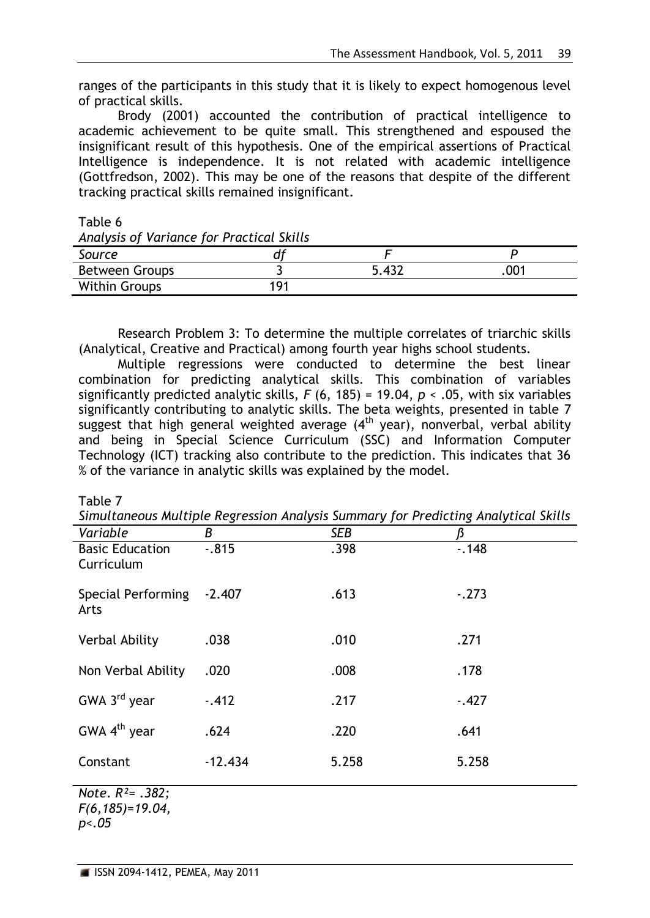ranges of the participants in this study that it is likely to expect homogenous level of practical skills.

Brody (2001) accounted the contribution of practical intelligence to academic achievement to be quite small. This strengthened and espoused the insignificant result of this hypothesis. One of the empirical assertions of Practical Intelligence is independence. It is not related with academic intelligence (Gottfredson, 2002). This may be one of the reasons that despite of the different tracking practical skills remained insignificant.

Table 6
*Analysis of Variance for Practical Skills*

| *Source* | *df* | *F* | *P* |
|---|---|---|---|
| Between Groups | 3 | 5.432 | .001 |
| Within Groups | 191 | | |

Research Problem 3: To determine the multiple correlates of triarchic skills (Analytical, Creative and Practical) among fourth year highs school students.

Multiple regressions were conducted to determine the best linear combination for predicting analytical skills. This combination of variables significantly predicted analytic skills, $F$ (6, 185) = 19.04, $p$ < .05, with six variables significantly contributing to analytic skills. The beta weights, presented in table 7 suggest that high general weighted average (4th year), nonverbal, verbal ability and being in Special Science Curriculum (SSC) and Information Computer Technology (ICT) tracking also contribute to the prediction. This indicates that 36 % of the variance in analytic skills was explained by the model.

Table 7
*Simultaneous Multiple Regression Analysis Summary for Predicting Analytical Skills*

| *Variable* | *B* | *SEB* | *β* |
|---|---|---|---|
| Basic Education Curriculum | -.815 | .398 | -.148 |
| Special Performing Arts | -2.407 | .613 | -.273 |
| Verbal Ability | .038 | .010 | .271 |
| Non Verbal Ability | .020 | .008 | .178 |
| GWA 3rd year | -.412 | .217 | -.427 |
| GWA 4th year | .624 | .220 | .641 |
| Constant | -12.434 | 5.258 | 5.258 |

*Note.* $R^2$ = .382; $F$(6,185)=19.04, $p$<.05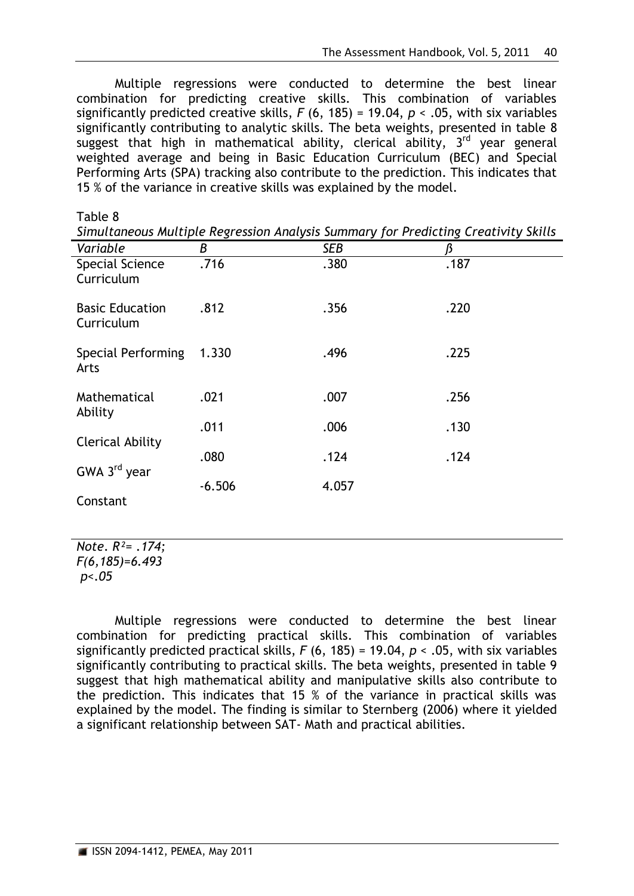Multiple regressions were conducted to determine the best linear combination for predicting creative skills. This combination of variables significantly predicted creative skills, $F$ (6, 185) = 19.04, $p$ < .05, with six variables significantly contributing to analytic skills. The beta weights, presented in table 8 suggest that high in mathematical ability, clerical ability, 3rd year general weighted average and being in Basic Education Curriculum (BEC) and Special Performing Arts (SPA) tracking also contribute to the prediction. This indicates that 15 % of the variance in creative skills was explained by the model.

Table 8

*Simultaneous Multiple Regression Analysis Summary for Predicting Creativity Skills*

| *Variable* | *B* | *SEB* | *β* |
|---|---|---|---|
| Special Science Curriculum | .716 | .380 | .187 |
| Basic Education Curriculum | .812 | .356 | .220 |
| Special Performing Arts | 1.330 | .496 | .225 |
| Mathematical Ability | .021 | .007 | .256 |
| Clerical Ability | .011 | .006 | .130 |
| GWA 3rd year | .080 | .124 | .124 |
| Constant | -6.506 | 4.057 | |

*Note.* $R^2$ = .174; $F(6,185)=6.493$ $p<.05$

Multiple regressions were conducted to determine the best linear combination for predicting practical skills. This combination of variables significantly predicted practical skills, $F$ (6, 185) = 19.04, $p$ < .05, with six variables significantly contributing to practical skills. The beta weights, presented in table 9 suggest that high mathematical ability and manipulative skills also contribute to the prediction. This indicates that 15 % of the variance in practical skills was explained by the model. The finding is similar to Sternberg (2006) where it yielded a significant relationship between SAT- Math and practical abilities.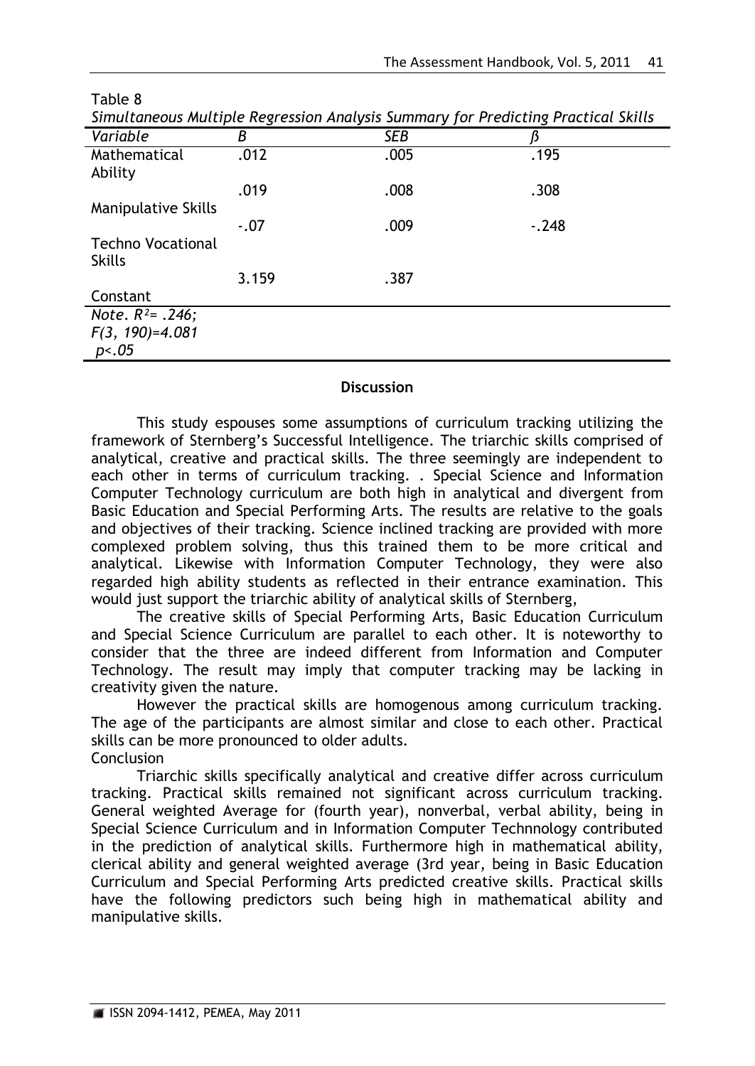Table 8

*Simultaneous Multiple Regression Analysis Summary for Predicting Practical Skills*

| *Variable* | *B* | *SEB* | *ß* |
|---|---|---|---|
| Mathematical Ability | .012 | .005 | .195 |
| Manipulative Skills | .019 | .008 | .308 |
| Techno Vocational Skills | -.07 | .009 | -.248 |
| Constant | 3.159 | .387 | |

*Note.* $R^2$= .246; $F(3, 190)$=4.081 $p$<.05

**Discussion**

This study espouses some assumptions of curriculum tracking utilizing the framework of Sternberg's Successful Intelligence. The triarchic skills comprised of analytical, creative and practical skills. The three seemingly are independent to each other in terms of curriculum tracking. . Special Science and Information Computer Technology curriculum are both high in analytical and divergent from Basic Education and Special Performing Arts. The results are relative to the goals and objectives of their tracking. Science inclined tracking are provided with more complexed problem solving, thus this trained them to be more critical and analytical. Likewise with Information Computer Technology, they were also regarded high ability students as reflected in their entrance examination. This would just support the triarchic ability of analytical skills of Sternberg,

The creative skills of Special Performing Arts, Basic Education Curriculum and Special Science Curriculum are parallel to each other. It is noteworthy to consider that the three are indeed different from Information and Computer Technology. The result may imply that computer tracking may be lacking in creativity given the nature.

However the practical skills are homogenous among curriculum tracking. The age of the participants are almost similar and close to each other. Practical skills can be more pronounced to older adults.

Conclusion

Triarchic skills specifically analytical and creative differ across curriculum tracking. Practical skills remained not significant across curriculum tracking. General weighted Average for (fourth year), nonverbal, verbal ability, being in Special Science Curriculum and in Information Computer Technnology contributed in the prediction of analytical skills. Furthermore high in mathematical ability, clerical ability and general weighted average (3rd year, being in Basic Education Curriculum and Special Performing Arts predicted creative skills. Practical skills have the following predictors such being high in mathematical ability and manipulative skills.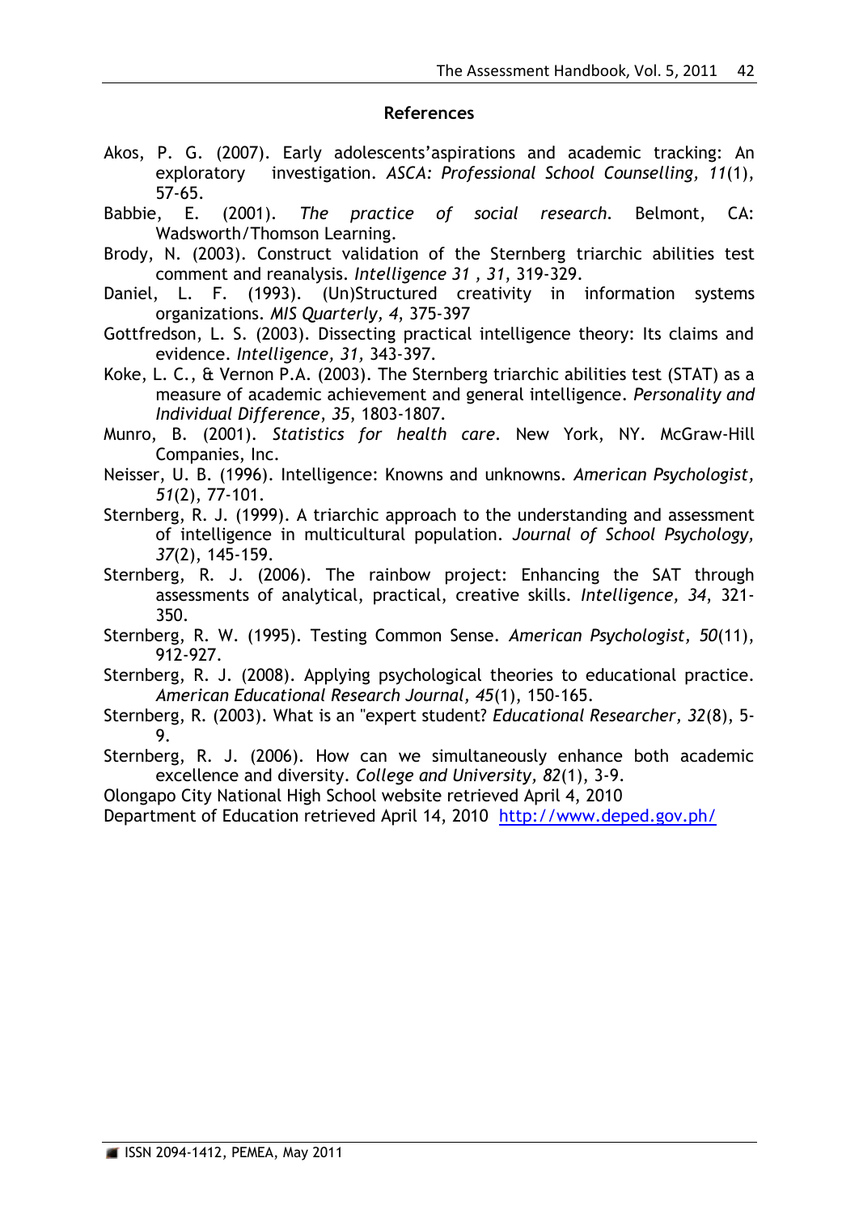## References

Akos, P. G. (2007). Early adolescents'aspirations and academic tracking: An exploratory investigation. *ASCA: Professional School Counselling, 11*(1), 57-65.

Babbie, E. (2001). *The practice of social research*. Belmont, CA: Wadsworth/Thomson Learning.

Brody, N. (2003). Construct validation of the Sternberg triarchic abilities test comment and reanalysis. *Intelligence 31 , 31*, 319-329.

Daniel, L. F. (1993). (Un)Structured creativity in information systems organizations. *MIS Quarterly, 4*, 375-397

Gottfredson, L. S. (2003). Dissecting practical intelligence theory: Its claims and evidence. *Intelligence, 31*, 343-397.

Koke, L. C., & Vernon P.A. (2003). The Sternberg triarchic abilities test (STAT) as a measure of academic achievement and general intelligence. *Personality and Individual Difference*, *35*, 1803-1807.

Munro, B. (2001). *Statistics for health care*. New York, NY. McGraw-Hill Companies, Inc.

Neisser, U. B. (1996). Intelligence: Knowns and unknowns. *American Psychologist, 51*(2), 77-101.

Sternberg, R. J. (1999). A triarchic approach to the understanding and assessment of intelligence in multicultural population. *Journal of School Psychology, 37*(2), 145-159.

Sternberg, R. J. (2006). The rainbow project: Enhancing the SAT through assessments of analytical, practical, creative skills. *Intelligence*, *34*, 321-350.

Sternberg, R. W. (1995). Testing Common Sense. *American Psychologist, 50*(11), 912-927.

Sternberg, R. J. (2008). Applying psychological theories to educational practice. *American Educational Research Journal*, *45*(1), 150-165.

Sternberg, R. (2003). What is an "expert student? *Educational Researcher*, *32*(8), 5-9.

Sternberg, R. J. (2006). How can we simultaneously enhance both academic excellence and diversity. *College and University*, *82*(1), 3-9.

Olongapo City National High School website retrieved April 4, 2010

Department of Education retrieved April 14, 2010 http://www.deped.gov.ph/